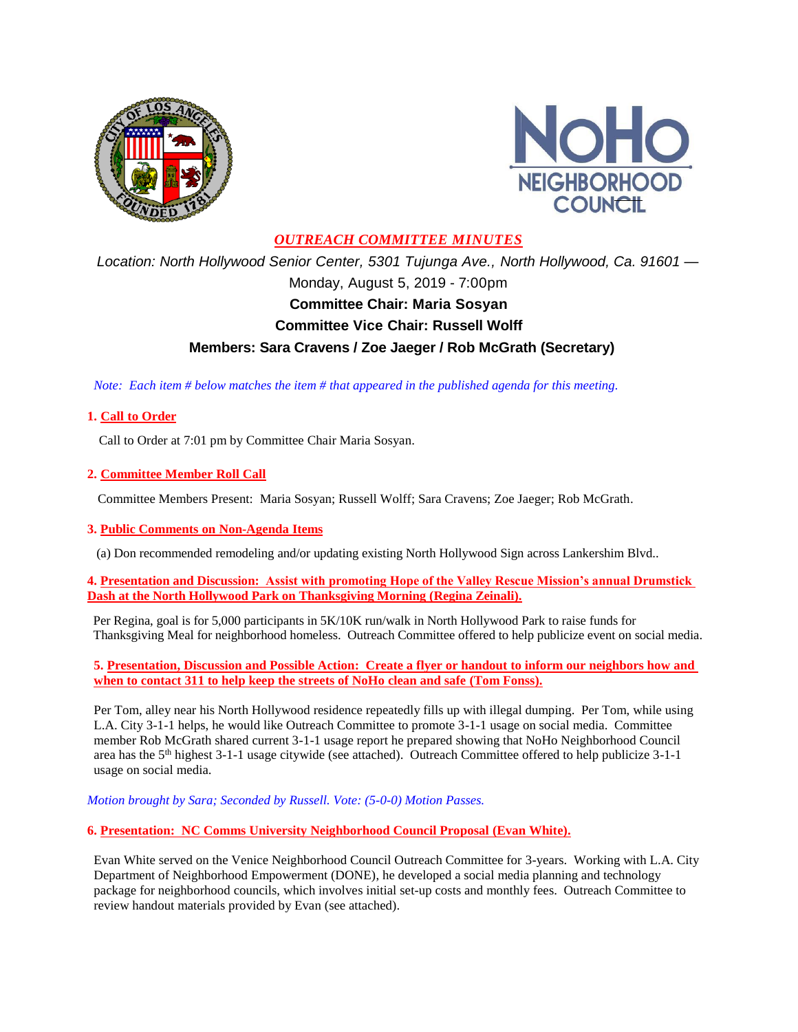# *OUTREACH COMMITTEE MINUTES*

*Location: North Hollywood Senior Center, 5301 Tujunga Ave., North Hollywood, Ca. 91601 —*
Monday, August 5, 2019 - 7:00pm

**Committee Chair: Maria Sosyan**

**Committee Vice Chair: Russell Wolff**

**Members: Sara Cravens / Zoe Jaeger / Rob McGrath (Secretary)**

*Note: Each item # below matches the item # that appeared in the published agenda for this meeting.*

**1. Call to Order**

Call to Order at 7:01 pm by Committee Chair Maria Sosyan.

**2. Committee Member Roll Call**

Committee Members Present: Maria Sosyan; Russell Wolff; Sara Cravens; Zoe Jaeger; Rob McGrath.

**3. Public Comments on Non-Agenda Items**

(a) Don recommended remodeling and/or updating existing North Hollywood Sign across Lankershim Blvd..

**4. Presentation and Discussion: Assist with promoting Hope of the Valley Rescue Mission's annual Drumstick Dash at the North Hollywood Park on Thanksgiving Morning (Regina Zeinali).**

Per Regina, goal is for 5,000 participants in 5K/10K run/walk in North Hollywood Park to raise funds for Thanksgiving Meal for neighborhood homeless. Outreach Committee offered to help publicize event on social media.

**5. Presentation, Discussion and Possible Action: Create a flyer or handout to inform our neighbors how and when to contact 311 to help keep the streets of NoHo clean and safe (Tom Fonss).**

Per Tom, alley near his North Hollywood residence repeatedly fills up with illegal dumping. Per Tom, while using L.A. City 3-1-1 helps, he would like Outreach Committee to promote 3-1-1 usage on social media. Committee member Rob McGrath shared current 3-1-1 usage report he prepared showing that NoHo Neighborhood Council area has the 5th highest 3-1-1 usage citywide (see attached). Outreach Committee offered to help publicize 3-1-1 usage on social media.

*Motion brought by Sara; Seconded by Russell. Vote: (5-0-0) Motion Passes.*

**6. Presentation: NC Comms University Neighborhood Council Proposal (Evan White).**

Evan White served on the Venice Neighborhood Council Outreach Committee for 3-years. Working with L.A. City Department of Neighborhood Empowerment (DONE), he developed a social media planning and technology package for neighborhood councils, which involves initial set-up costs and monthly fees. Outreach Committee to review handout materials provided by Evan (see attached).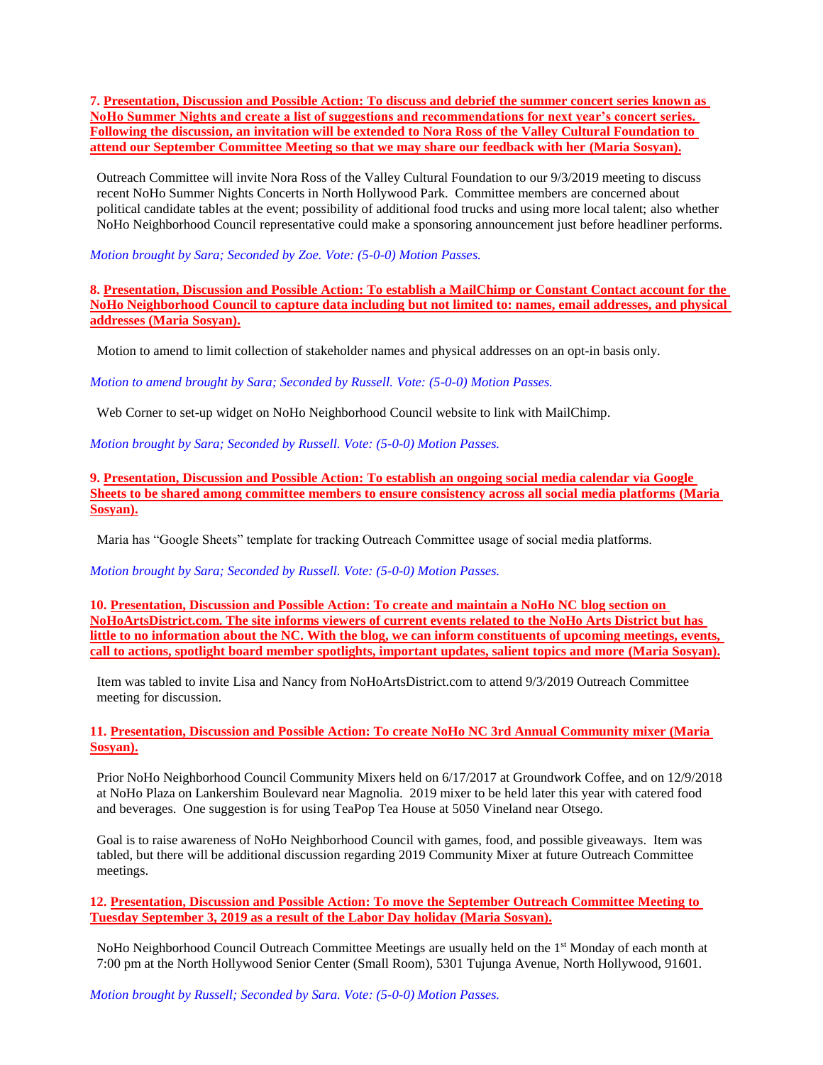**7. Presentation, Discussion and Possible Action: To discuss and debrief the summer concert series known as NoHo Summer Nights and create a list of suggestions and recommendations for next year's concert series. Following the discussion, an invitation will be extended to Nora Ross of the Valley Cultural Foundation to attend our September Committee Meeting so that we may share our feedback with her (Maria Sosyan).**

Outreach Committee will invite Nora Ross of the Valley Cultural Foundation to our 9/3/2019 meeting to discuss recent NoHo Summer Nights Concerts in North Hollywood Park. Committee members are concerned about political candidate tables at the event; possibility of additional food trucks and using more local talent; also whether NoHo Neighborhood Council representative could make a sponsoring announcement just before headliner performs.

*Motion brought by Sara; Seconded by Zoe. Vote: (5-0-0) Motion Passes.*

**8. Presentation, Discussion and Possible Action: To establish a MailChimp or Constant Contact account for the NoHo Neighborhood Council to capture data including but not limited to: names, email addresses, and physical addresses (Maria Sosyan).**

Motion to amend to limit collection of stakeholder names and physical addresses on an opt-in basis only.

*Motion to amend brought by Sara; Seconded by Russell. Vote: (5-0-0) Motion Passes.*

Web Corner to set-up widget on NoHo Neighborhood Council website to link with MailChimp.

*Motion brought by Sara; Seconded by Russell. Vote: (5-0-0) Motion Passes.*

**9. Presentation, Discussion and Possible Action: To establish an ongoing social media calendar via Google Sheets to be shared among committee members to ensure consistency across all social media platforms (Maria Sosyan).**

Maria has "Google Sheets" template for tracking Outreach Committee usage of social media platforms.

*Motion brought by Sara; Seconded by Russell. Vote: (5-0-0) Motion Passes.*

**10. Presentation, Discussion and Possible Action: To create and maintain a NoHo NC blog section on NoHoArtsDistrict.com. The site informs viewers of current events related to the NoHo Arts District but has little to no information about the NC. With the blog, we can inform constituents of upcoming meetings, events, call to actions, spotlight board member spotlights, important updates, salient topics and more (Maria Sosyan).**

Item was tabled to invite Lisa and Nancy from NoHoArtsDistrict.com to attend 9/3/2019 Outreach Committee meeting for discussion.

**11. Presentation, Discussion and Possible Action: To create NoHo NC 3rd Annual Community mixer (Maria Sosyan).**

Prior NoHo Neighborhood Council Community Mixers held on 6/17/2017 at Groundwork Coffee, and on 12/9/2018 at NoHo Plaza on Lankershim Boulevard near Magnolia. 2019 mixer to be held later this year with catered food and beverages. One suggestion is for using TeaPop Tea House at 5050 Vineland near Otsego.

Goal is to raise awareness of NoHo Neighborhood Council with games, food, and possible giveaways. Item was tabled, but there will be additional discussion regarding 2019 Community Mixer at future Outreach Committee meetings.

**12. Presentation, Discussion and Possible Action: To move the September Outreach Committee Meeting to Tuesday September 3, 2019 as a result of the Labor Day holiday (Maria Sosyan).**

NoHo Neighborhood Council Outreach Committee Meetings are usually held on the 1st Monday of each month at 7:00 pm at the North Hollywood Senior Center (Small Room), 5301 Tujunga Avenue, North Hollywood, 91601.

*Motion brought by Russell; Seconded by Sara. Vote: (5-0-0) Motion Passes.*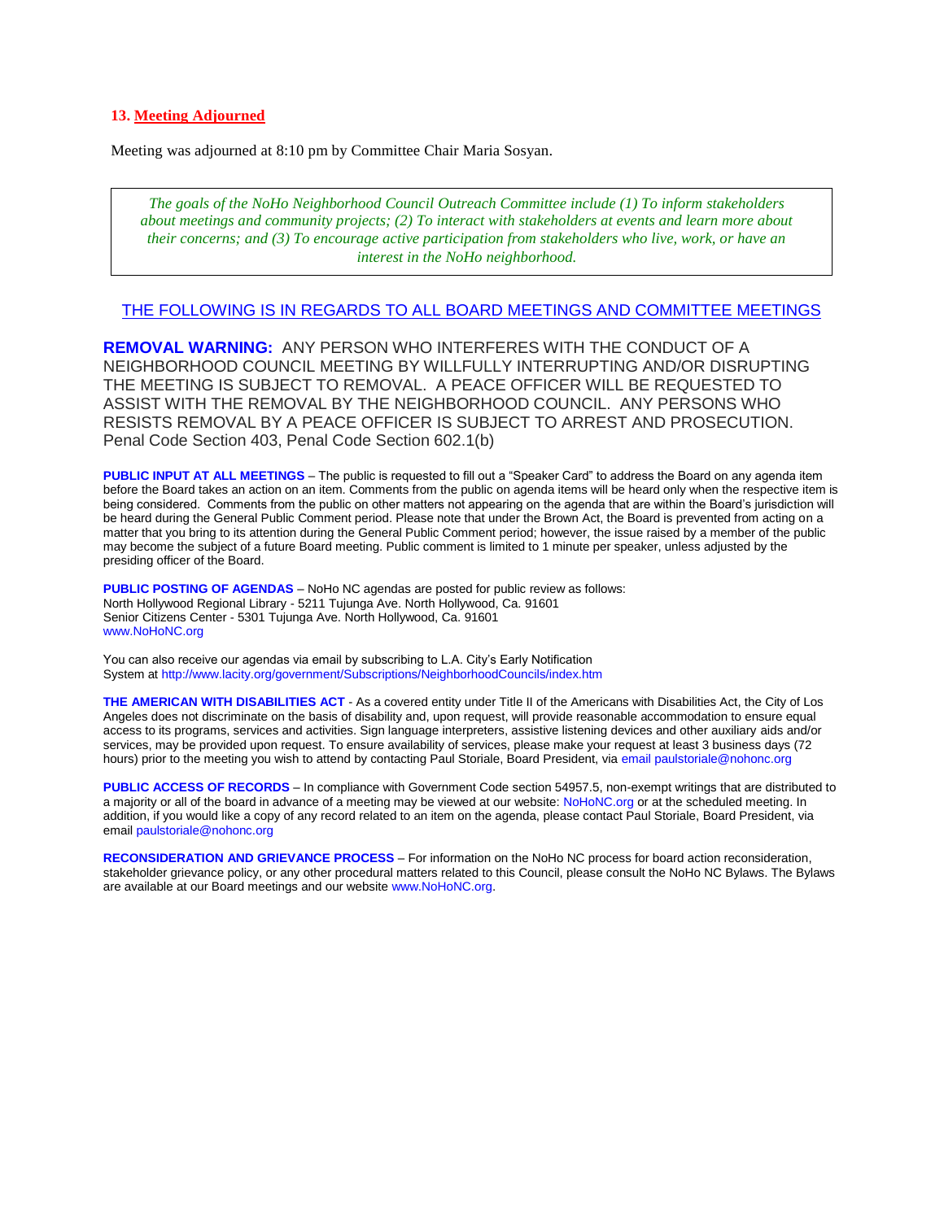### 13. Meeting Adjourned

Meeting was adjourned at 8:10 pm by Committee Chair Maria Sosyan.

> *The goals of the NoHo Neighborhood Council Outreach Committee include (1) To inform stakeholders about meetings and community projects; (2) To interact with stakeholders at events and learn more about their concerns; and (3) To encourage active participation from stakeholders who live, work, or have an interest in the NoHo neighborhood.*

THE FOLLOWING IS IN REGARDS TO ALL BOARD MEETINGS AND COMMITTEE MEETINGS

**REMOVAL WARNING:** ANY PERSON WHO INTERFERES WITH THE CONDUCT OF A NEIGHBORHOOD COUNCIL MEETING BY WILLFULLY INTERRUPTING AND/OR DISRUPTING THE MEETING IS SUBJECT TO REMOVAL. A PEACE OFFICER WILL BE REQUESTED TO ASSIST WITH THE REMOVAL BY THE NEIGHBORHOOD COUNCIL. ANY PERSONS WHO RESISTS REMOVAL BY A PEACE OFFICER IS SUBJECT TO ARREST AND PROSECUTION. Penal Code Section 403, Penal Code Section 602.1(b)

**PUBLIC INPUT AT ALL MEETINGS** – The public is requested to fill out a "Speaker Card" to address the Board on any agenda item before the Board takes an action on an item. Comments from the public on agenda items will be heard only when the respective item is being considered. Comments from the public on other matters not appearing on the agenda that are within the Board's jurisdiction will be heard during the General Public Comment period. Please note that under the Brown Act, the Board is prevented from acting on a matter that you bring to its attention during the General Public Comment period; however, the issue raised by a member of the public may become the subject of a future Board meeting. Public comment is limited to 1 minute per speaker, unless adjusted by the presiding officer of the Board.

**PUBLIC POSTING OF AGENDAS** – NoHo NC agendas are posted for public review as follows:
North Hollywood Regional Library - 5211 Tujunga Ave. North Hollywood, Ca. 91601
Senior Citizens Center - 5301 Tujunga Ave. North Hollywood, Ca. 91601
www.NoHoNC.org

You can also receive our agendas via email by subscribing to L.A. City's Early Notification System at http://www.lacity.org/government/Subscriptions/NeighborhoodCouncils/index.htm

**THE AMERICAN WITH DISABILITIES ACT** - As a covered entity under Title II of the Americans with Disabilities Act, the City of Los Angeles does not discriminate on the basis of disability and, upon request, will provide reasonable accommodation to ensure equal access to its programs, services and activities. Sign language interpreters, assistive listening devices and other auxiliary aids and/or services, may be provided upon request. To ensure availability of services, please make your request at least 3 business days (72 hours) prior to the meeting you wish to attend by contacting Paul Storiale, Board President, via email paulstoriale@nohonc.org

**PUBLIC ACCESS OF RECORDS** – In compliance with Government Code section 54957.5, non-exempt writings that are distributed to a majority or all of the board in advance of a meeting may be viewed at our website: NoHoNC.org or at the scheduled meeting. In addition, if you would like a copy of any record related to an item on the agenda, please contact Paul Storiale, Board President, via email paulstoriale@nohonc.org

**RECONSIDERATION AND GRIEVANCE PROCESS** – For information on the NoHo NC process for board action reconsideration, stakeholder grievance policy, or any other procedural matters related to this Council, please consult the NoHo NC Bylaws. The Bylaws are available at our Board meetings and our website www.NoHoNC.org.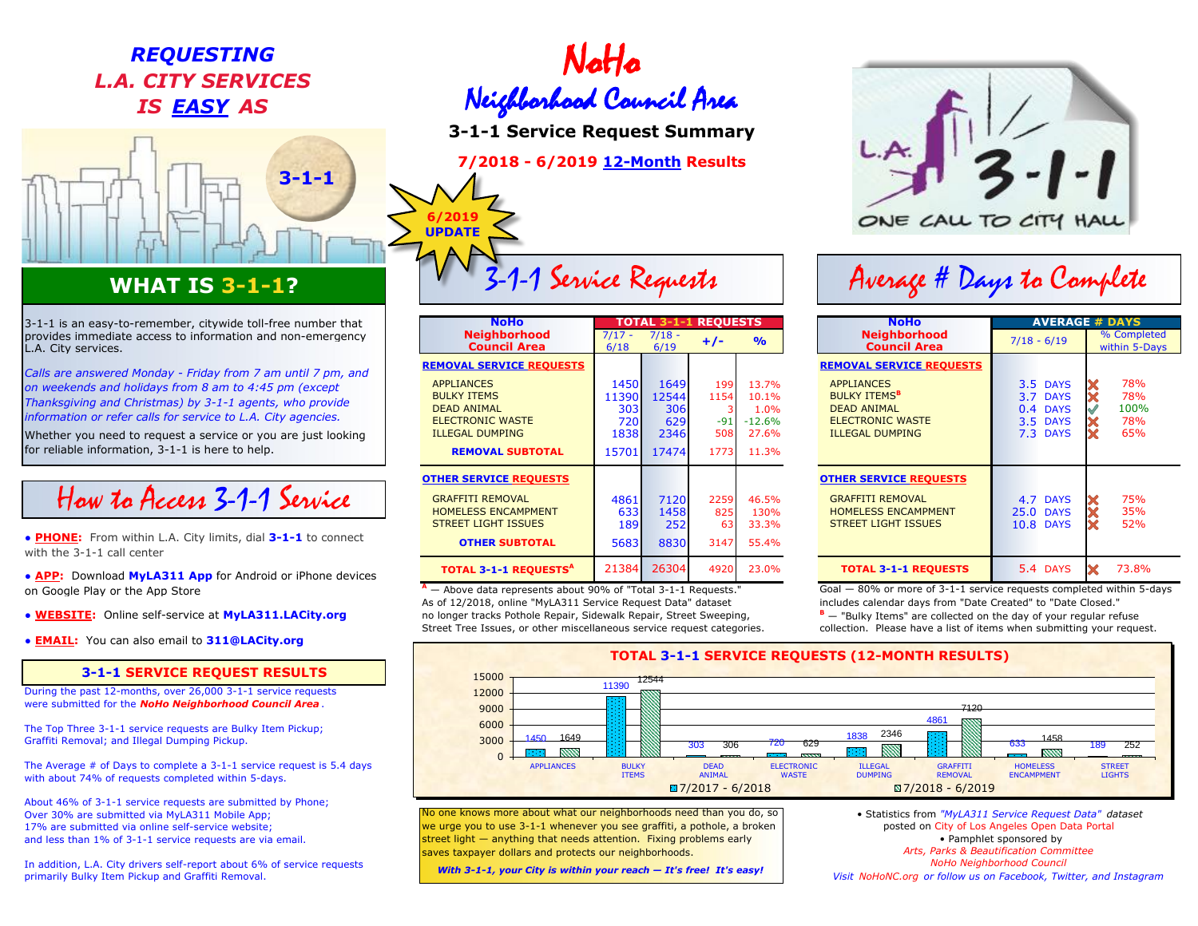# REQUESTING L.A. CITY SERVICES IS EASY AS 3-1-1

## WHAT IS 3-1-1?

3-1-1 is an easy-to-remember, citywide toll-free number that provides immediate access to information and non-emergency L.A. City services.

*Calls are answered Monday - Friday from 7 am until 7 pm, and on weekends and holidays from 8 am to 4:45 pm (except Thanksgiving and Christmas) by 3-1-1 agents, who provide information or refer calls for service to L.A. City agencies.*

Whether you need to request a service or you are just looking for reliable information, 3-1-1 is here to help.

## How to Access 3-1-1 Service

- **PHONE:** From within L.A. City limits, dial **3-1-1** to connect with the 3-1-1 call center
- **APP:** Download **MyLA311 App** for Android or iPhone devices on Google Play or the App Store
- **WEBSITE:** Online self-service at **MyLA311.LACity.org**
- **EMAIL:** You can also email to **311@LACity.org**

## 3-1-1 SERVICE REQUEST RESULTS

During the past 12-months, over 26,000 3-1-1 service requests were submitted for the ***NoHo Neighborhood Council Area***.

The Top Three 3-1-1 service requests are Bulky Item Pickup; Graffiti Removal; and Illegal Dumping Pickup.

The Average # of Days to complete a 3-1-1 service request is 5.4 days with about 74% of requests completed within 5-days.

About 46% of 3-1-1 service requests are submitted by Phone; Over 30% are submitted via MyLA311 Mobile App; 17% are submitted via online self-service website; and less than 1% of 3-1-1 service requests are via email.

In addition, L.A. City drivers self-report about 6% of service requests primarily Bulky Item Pickup and Graffiti Removal.

# NoHo Neighborhood Council Area

## 3-1-1 Service Request Summary

**7/2018 - 6/2019 12-Month Results**

**6/2019 UPDATE**

## 3-1-1 Service Requests

| NoHo Neighborhood Council Area | TOTAL 3-1-1 REQUESTS | | | |
|---|---|---|---|---|
| | 7/17 - 6/18 | 7/18 - 6/19 | +/- | % |
| **REMOVAL SERVICE REQUESTS** | | | | |
| APPLIANCES | 1450 | 1649 | 199 | 13.7% |
| BULKY ITEMS | 11390 | 12544 | 1154 | 10.1% |
| DEAD ANIMAL | 303 | 306 | 3 | 1.0% |
| ELECTRONIC WASTE | 720 | 629 | -91 | -12.6% |
| ILLEGAL DUMPING | 1838 | 2346 | 508 | 27.6% |
| **REMOVAL SUBTOTAL** | 15701 | 17474 | 1773 | 11.3% |
| **OTHER SERVICE REQUESTS** | | | | |
| GRAFFITI REMOVAL | 4861 | 7120 | 2259 | 46.5% |
| HOMELESS ENCAMPMENT | 633 | 1458 | 825 | 130% |
| STREET LIGHT ISSUES | 189 | 252 | 63 | 33.3% |
| **OTHER SUBTOTAL** | 5683 | 8830 | 3147 | 55.4% |
| **TOTAL 3-1-1 REQUESTS[A]** | 21384 | 26304 | 4920 | 23.0% |

[A] — Above data represents about 90% of "Total 3-1-1 Requests." As of 12/2018, online "MyLA311 Service Request Data" dataset no longer tracks Pothole Repair, Sidewalk Repair, Street Sweeping, Street Tree Issues, or other miscellaneous service request categories.

## Average # Days to Complete

| NoHo Neighborhood Council Area | AVERAGE # DAYS | |
|---|---|---|
| | 7/18 - 6/19 | % Completed within 5-Days |
| **REMOVAL SERVICE REQUESTS** | | |
| APPLIANCES | 3.5 DAYS | ✘ 78% |
| BULKY ITEMS[B] | 3.7 DAYS | ✘ 78% |
| DEAD ANIMAL | 0.4 DAYS | ✔ 100% |
| ELECTRONIC WASTE | 3.5 DAYS | ✘ 78% |
| ILLEGAL DUMPING | 7.3 DAYS | ✘ 65% |
| **OTHER SERVICE REQUESTS** | | |
| GRAFFITI REMOVAL | 4.7 DAYS | ✘ 75% |
| HOMELESS ENCAMPMENT | 25.0 DAYS | ✘ 35% |
| STREET LIGHT ISSUES | 10.8 DAYS | ✘ 52% |
| **TOTAL 3-1-1 REQUESTS** | 5.4 DAYS | ✘ 73.8% |

Goal — 80% or more of 3-1-1 service requests completed within 5-days includes calendar days from "Date Created" to "Date Closed."

[B] — "Bulky Items" are collected on the day of your regular refuse collection. Please have a list of items when submitting your request.

## TOTAL 3-1-1 SERVICE REQUESTS (12-MONTH RESULTS)

| Category | 7/2017 - 6/2018 | 7/2018 - 6/2019 |
|---|---|---|
| APPLIANCES | 1450 | 1649 |
| BULKY ITEMS | 11390 | 12544 |
| DEAD ANIMAL | 303 | 306 |
| ELECTRONIC WASTE | 720 | 629 |
| ILLEGAL DUMPING | 1838 | 2346 |
| GRAFFITI REMOVAL | 4861 | 7120 |
| HOMELESS ENCAMPMENT | 633 | 1458 |
| STREET LIGHTS | 189 | 252 |

No one knows more about what our neighborhoods need than you do, so we urge you to use 3-1-1 whenever you see graffiti, a pothole, a broken street light — anything that needs attention. Fixing problems early saves taxpayer dollars and protects our neighborhoods.

***With 3-1-1, your City is within your reach — It's free! It's easy!***

- Statistics from *"MyLA311 Service Request Data"* dataset posted on City of Los Angeles Open Data Portal
- Pamphlet sponsored by *Arts, Parks & Beautification Committee NoHo Neighborhood Council*

*Visit NoHoNC.org or follow us on Facebook, Twitter, and Instagram*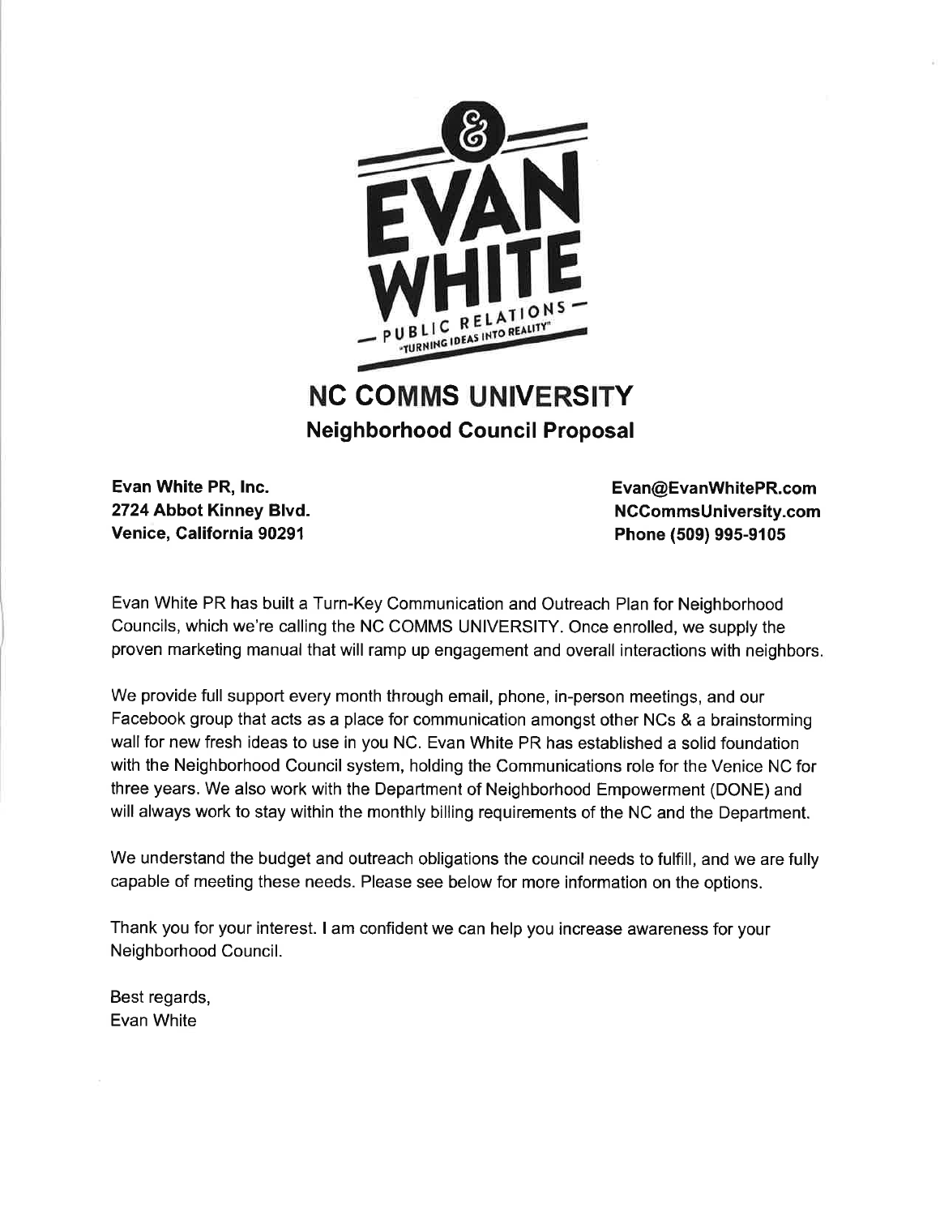# NC COMMS UNIVERSITY

## Neighborhood Council Proposal

**Evan White PR, Inc.**
**2724 Abbot Kinney Blvd.**
**Venice, California 90291**

**Evan@EvanWhitePR.com**
**NCCommsUniversity.com**
**Phone (509) 995-9105**

Evan White PR has built a Turn-Key Communication and Outreach Plan for Neighborhood Councils, which we're calling the NC COMMS UNIVERSITY. Once enrolled, we supply the proven marketing manual that will ramp up engagement and overall interactions with neighbors.

We provide full support every month through email, phone, in-person meetings, and our Facebook group that acts as a place for communication amongst other NCs & a brainstorming wall for new fresh ideas to use in you NC. Evan White PR has established a solid foundation with the Neighborhood Council system, holding the Communications role for the Venice NC for three years. We also work with the Department of Neighborhood Empowerment (DONE) and will always work to stay within the monthly billing requirements of the NC and the Department.

We understand the budget and outreach obligations the council needs to fulfill, and we are fully capable of meeting these needs. Please see below for more information on the options.

Thank you for your interest. I am confident we can help you increase awareness for your Neighborhood Council.

Best regards,
Evan White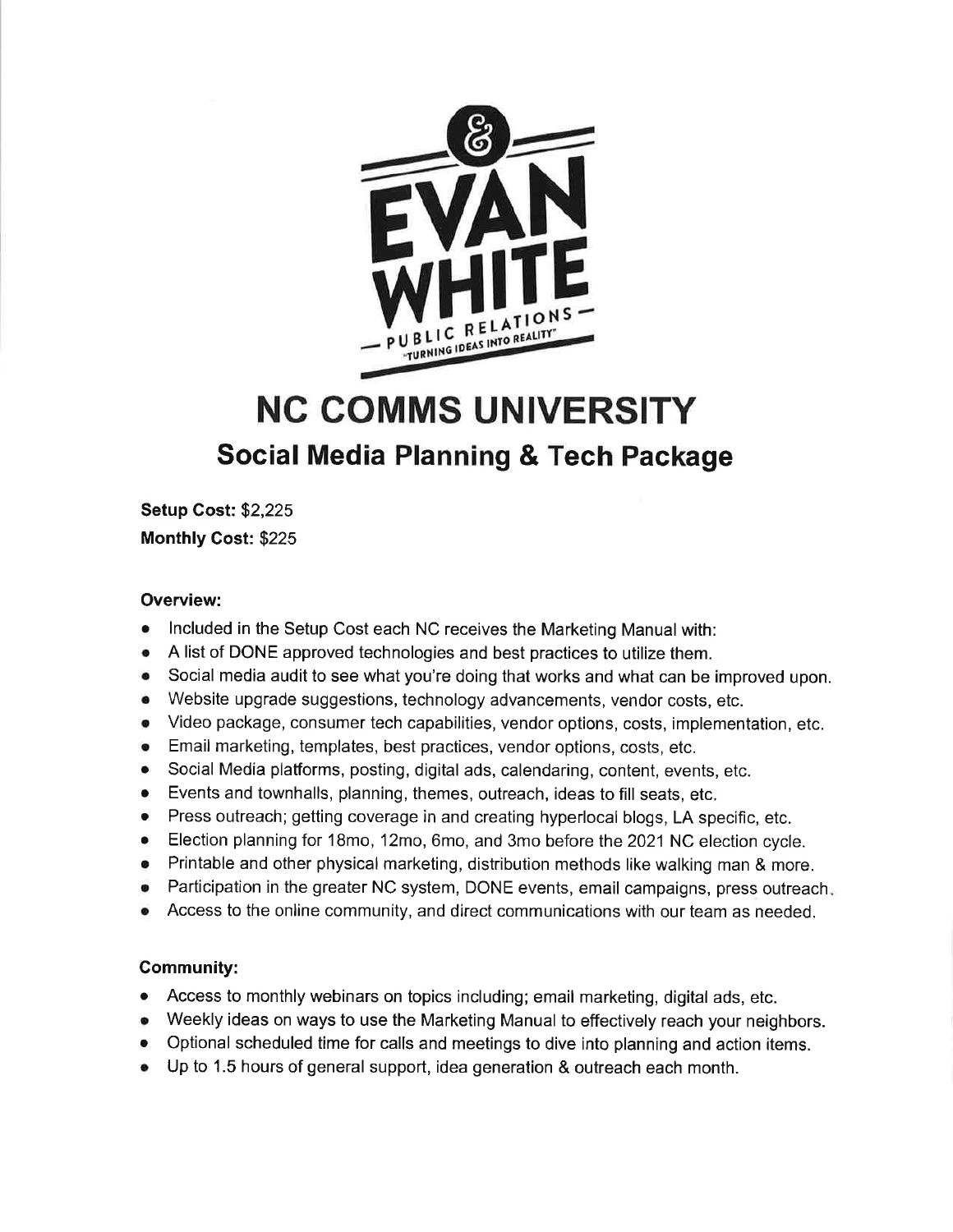&

EVAN WHITE

PUBLIC RELATIONS

"TURNING IDEAS INTO REALITY"

# NC COMMS UNIVERSITY

## Social Media Planning & Tech Package

**Setup Cost:** $2,225

**Monthly Cost:** $225

### Overview:

- Included in the Setup Cost each NC receives the Marketing Manual with:
- A list of DONE approved technologies and best practices to utilize them.
- Social media audit to see what you're doing that works and what can be improved upon.
- Website upgrade suggestions, technology advancements, vendor costs, etc.
- Video package, consumer tech capabilities, vendor options, costs, implementation, etc.
- Email marketing, templates, best practices, vendor options, costs, etc.
- Social Media platforms, posting, digital ads, calendaring, content, events, etc.
- Events and townhalls, planning, themes, outreach, ideas to fill seats, etc.
- Press outreach; getting coverage in and creating hyperlocal blogs, LA specific, etc.
- Election planning for 18mo, 12mo, 6mo, and 3mo before the 2021 NC election cycle.
- Printable and other physical marketing, distribution methods like walking man & more.
- Participation in the greater NC system, DONE events, email campaigns, press outreach.
- Access to the online community, and direct communications with our team as needed.

### Community:

- Access to monthly webinars on topics including; email marketing, digital ads, etc.
- Weekly ideas on ways to use the Marketing Manual to effectively reach your neighbors.
- Optional scheduled time for calls and meetings to dive into planning and action items.
- Up to 1.5 hours of general support, idea generation & outreach each month.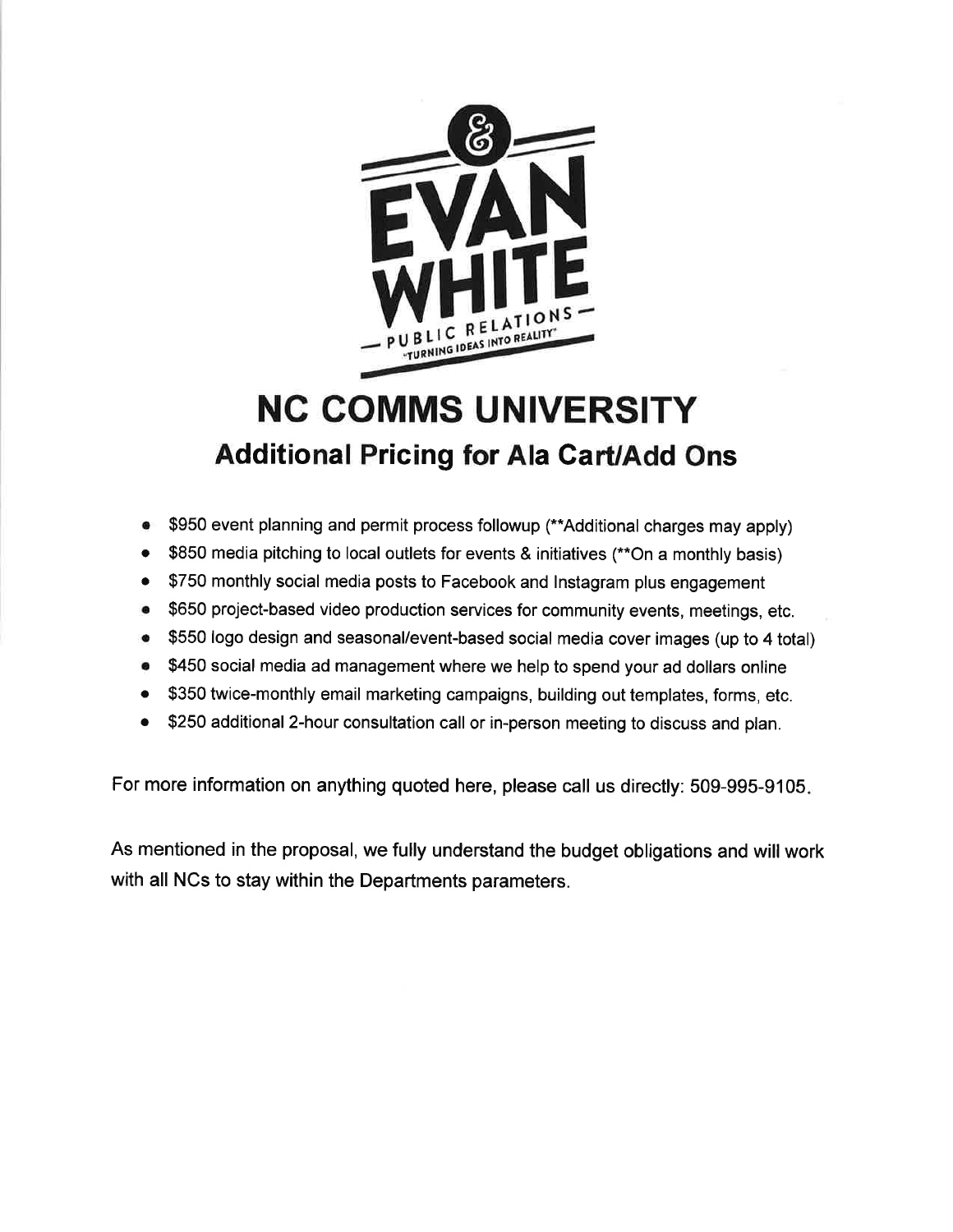EVAN WHITE

PUBLIC RELATIONS

"TURNING IDEAS INTO REALITY"

# NC COMMS UNIVERSITY

## Additional Pricing for Ala Cart/Add Ons

- $950 event planning and permit process followup (**Additional charges may apply)
- $850 media pitching to local outlets for events & initiatives (**On a monthly basis)
- $750 monthly social media posts to Facebook and Instagram plus engagement
- $650 project-based video production services for community events, meetings, etc.
- $550 logo design and seasonal/event-based social media cover images (up to 4 total)
- $450 social media ad management where we help to spend your ad dollars online
- $350 twice-monthly email marketing campaigns, building out templates, forms, etc.
- $250 additional 2-hour consultation call or in-person meeting to discuss and plan.

For more information on anything quoted here, please call us directly: 509-995-9105.

As mentioned in the proposal, we fully understand the budget obligations and will work with all NCs to stay within the Departments parameters.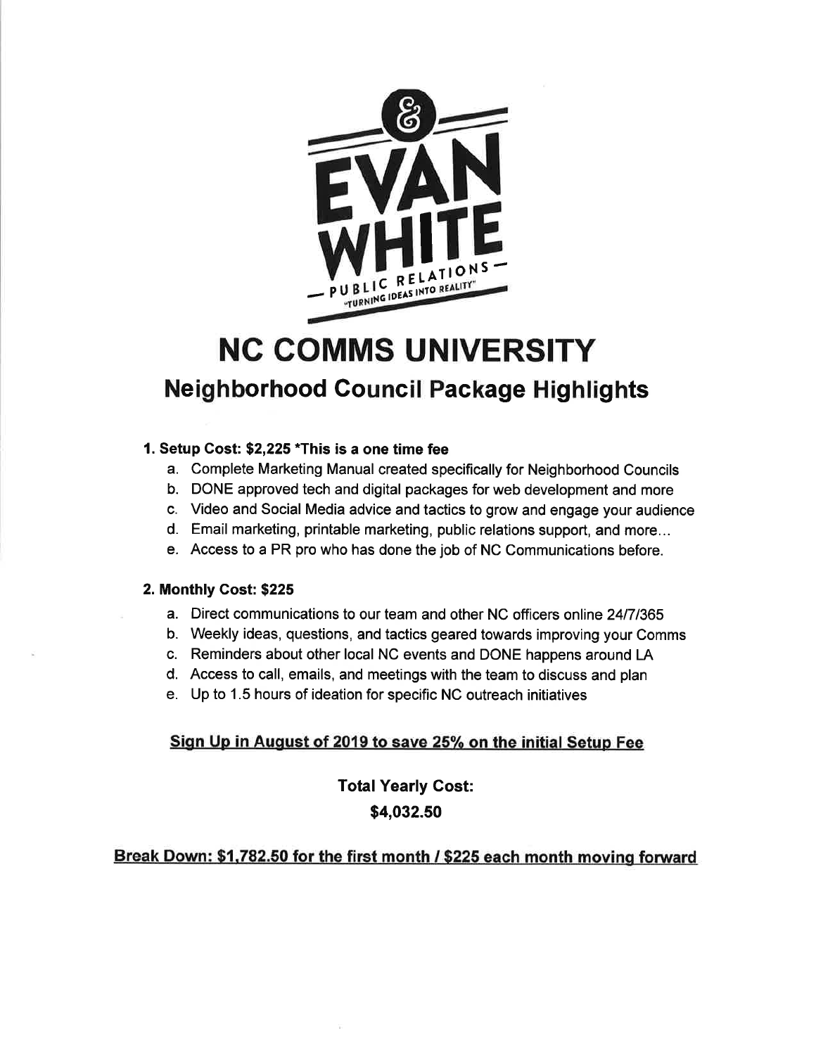EVAN WHITE

PUBLIC RELATIONS

"TURNING IDEAS INTO REALITY"

# NC COMMS UNIVERSITY

## Neighborhood Council Package Highlights

1. **Setup Cost: $2,225 *This is a one time fee**
   a. Complete Marketing Manual created specifically for Neighborhood Councils
   b. DONE approved tech and digital packages for web development and more
   c. Video and Social Media advice and tactics to grow and engage your audience
   d. Email marketing, printable marketing, public relations support, and more...
   e. Access to a PR pro who has done the job of NC Communications before.

2. **Monthly Cost: $225**
   a. Direct communications to our team and other NC officers online 24/7/365
   b. Weekly ideas, questions, and tactics geared towards improving your Comms
   c. Reminders about other local NC events and DONE happens around LA
   d. Access to call, emails, and meetings with the team to discuss and plan
   e. Up to 1.5 hours of ideation for specific NC outreach initiatives

**<u>Sign Up in August of 2019 to save 25% on the initial Setup Fee</u>**

**Total Yearly Cost:**

**$4,032.50**

**<u>Break Down: $1,782.50 for the first month / $225 each month moving forward</u>**